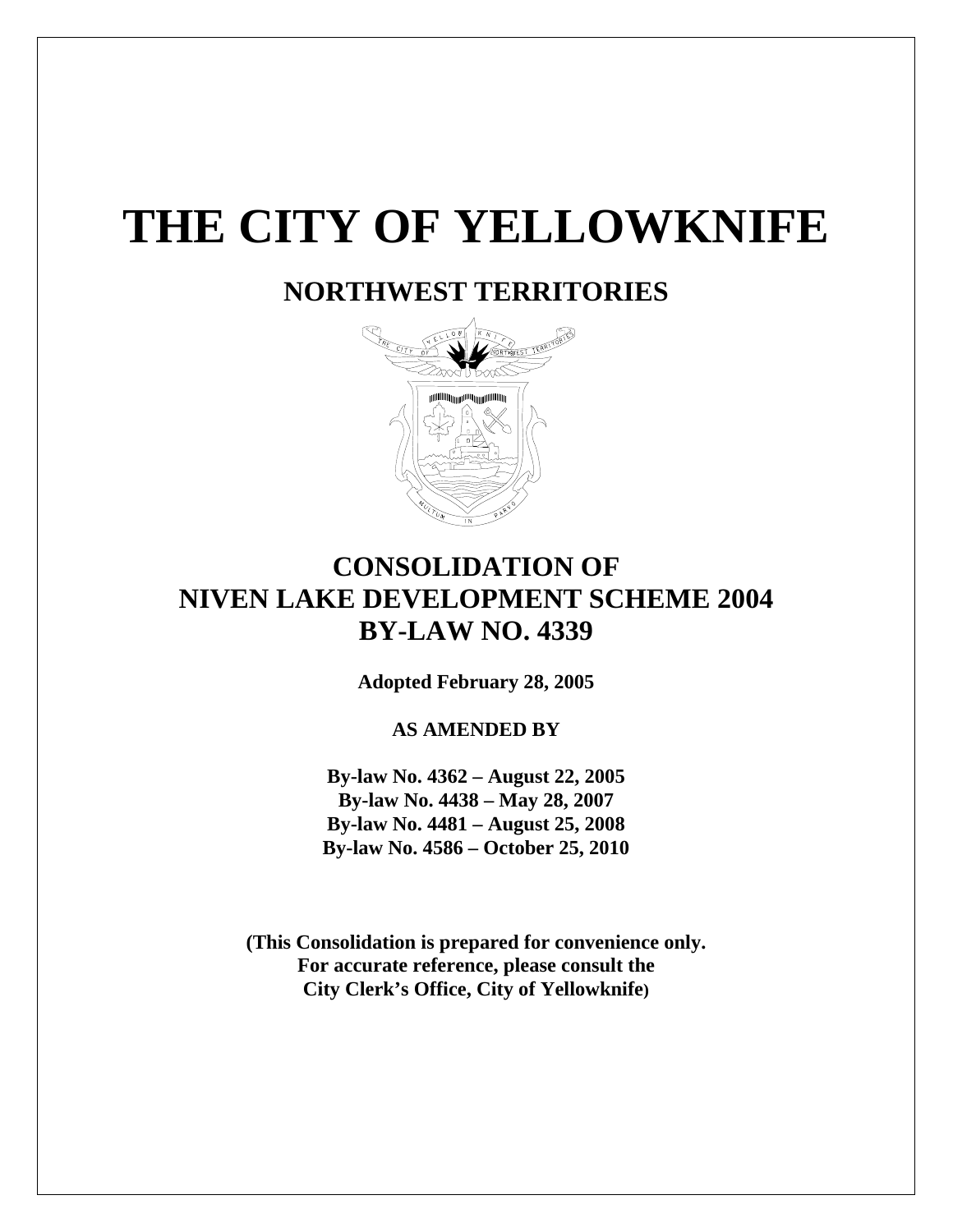# THE CITY OF YELLOWKNIFE

## NORTHWEST TERRITORIES

## CONSOLIDATION OF NIVEN LAKE DEVELOPMENT SCHEME 2004 BY-LAW NO. 4339

**Adopted February 28, 2005**

**AS AMENDED BY**

**By-law No. 4362 – August 22, 2005**
**By-law No. 4438 – May 28, 2007**
**By-law No. 4481 – August 25, 2008**
**By-law No. 4586 – October 25, 2010**

**(This Consolidation is prepared for convenience only. For accurate reference, please consult the City Clerk's Office, City of Yellowknife)**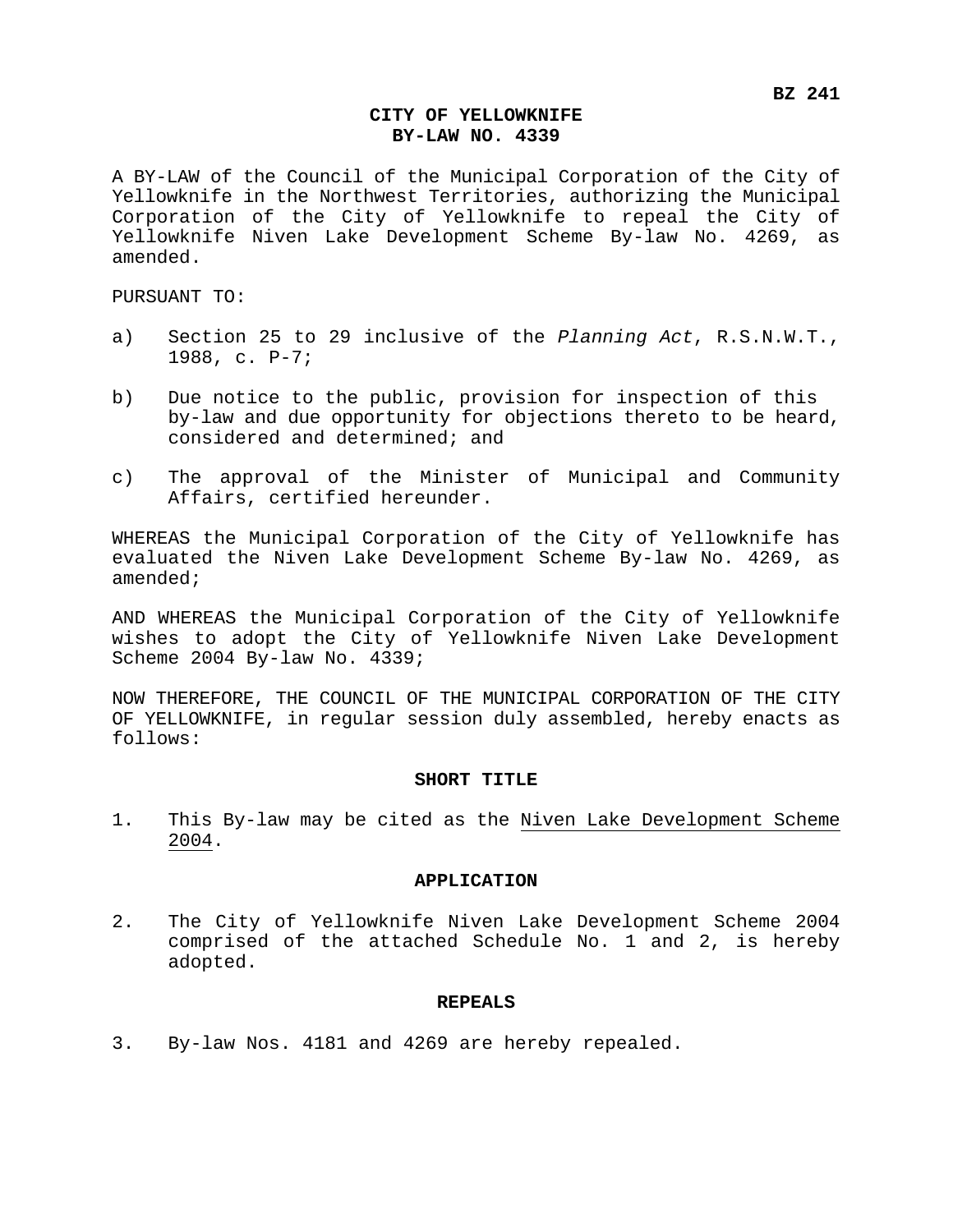**BZ 241**

# CITY OF YELLOWKNIFE
# BY-LAW NO. 4339

A BY-LAW of the Council of the Municipal Corporation of the City of Yellowknife in the Northwest Territories, authorizing the Municipal Corporation of the City of Yellowknife to repeal the City of Yellowknife Niven Lake Development Scheme By-law No. 4269, as amended.

PURSUANT TO:

a) Section 25 to 29 inclusive of the *Planning Act*, R.S.N.W.T., 1988, c. P-7;

b) Due notice to the public, provision for inspection of this by-law and due opportunity for objections thereto to be heard, considered and determined; and

c) The approval of the Minister of Municipal and Community Affairs, certified hereunder.

WHEREAS the Municipal Corporation of the City of Yellowknife has evaluated the Niven Lake Development Scheme By-law No. 4269, as amended;

AND WHEREAS the Municipal Corporation of the City of Yellowknife wishes to adopt the City of Yellowknife Niven Lake Development Scheme 2004 By-law No. 4339;

NOW THEREFORE, THE COUNCIL OF THE MUNICIPAL CORPORATION OF THE CITY OF YELLOWKNIFE, in regular session duly assembled, hereby enacts as follows:

## SHORT TITLE

1. This By-law may be cited as the Niven Lake Development Scheme 2004.

## APPLICATION

2. The City of Yellowknife Niven Lake Development Scheme 2004 comprised of the attached Schedule No. 1 and 2, is hereby adopted.

## REPEALS

3. By-law Nos. 4181 and 4269 are hereby repealed.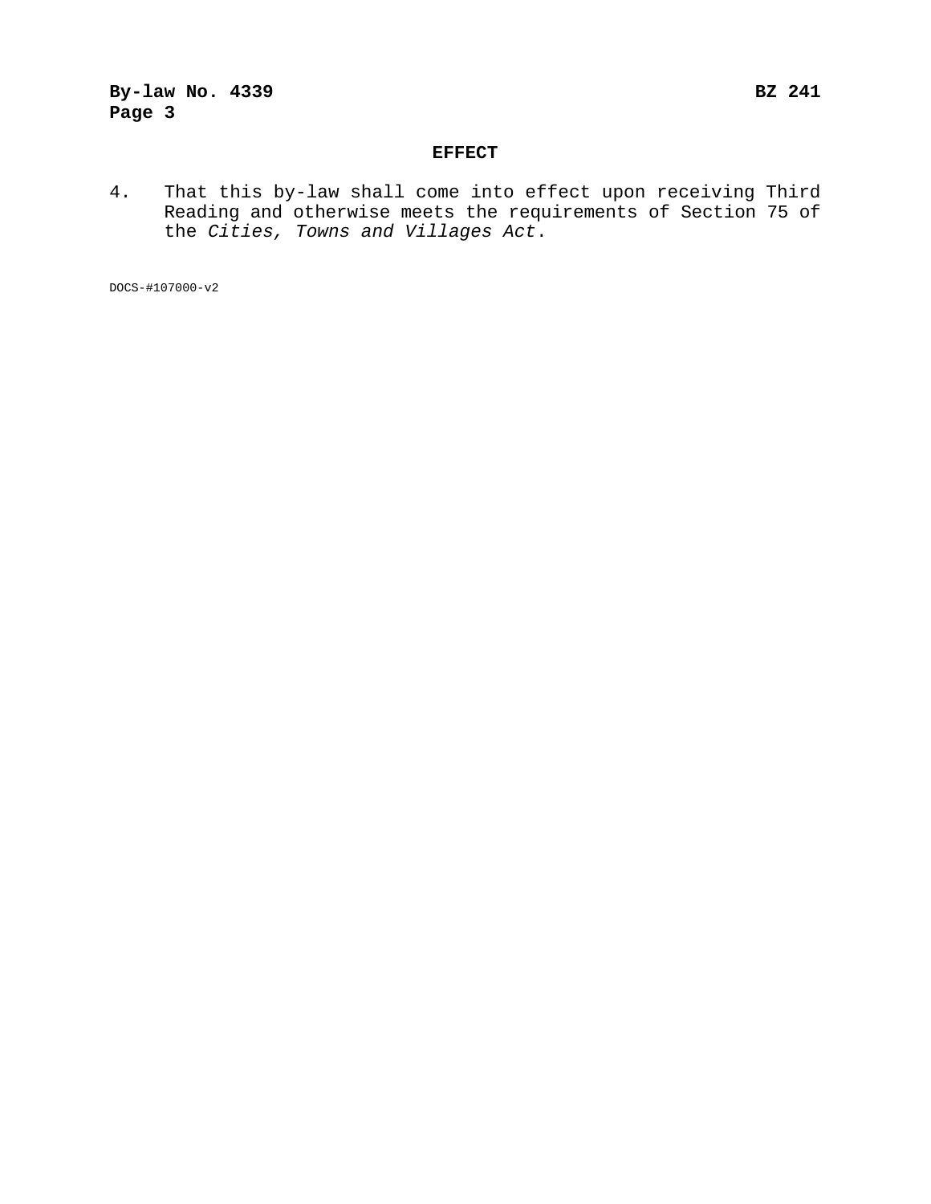## EFFECT

4. That this by-law shall come into effect upon receiving Third Reading and otherwise meets the requirements of Section 75 of the *Cities, Towns and Villages Act*.

DOCS-#107000-v2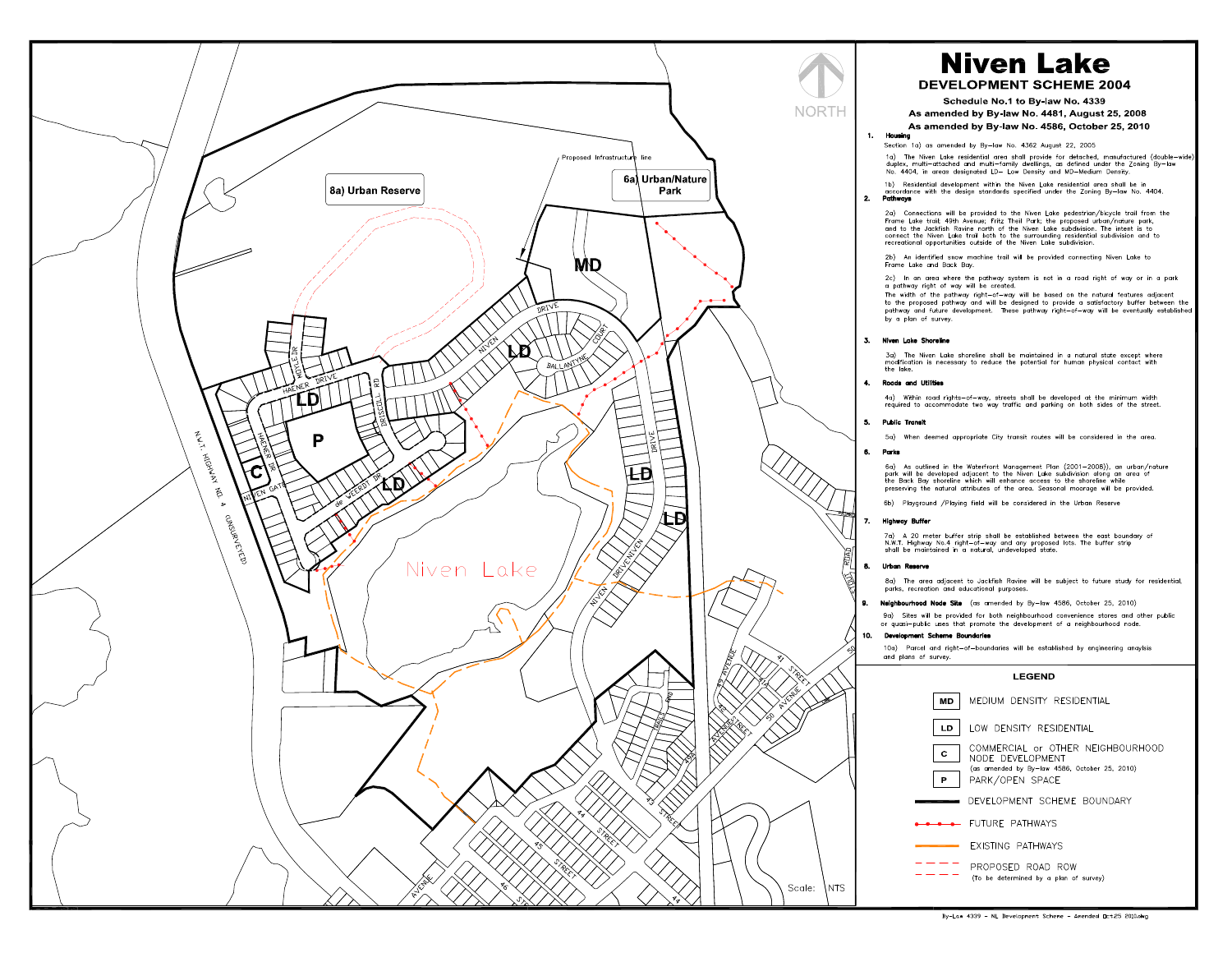# Niven Lake

## DEVELOPMENT SCHEME 2004

**Schedule No.1 to By-law No. 4339**

**As amended by By-law No. 4481, August 25, 2008**

**As amended by By-law No. 4586, October 25, 2010**

**1. Housing**

Section 1a) as amended by By-law No. 4362 August 22, 2005

1a) The Niven Lake residential area shall provide for detached, manufactured (double-wide) duplex, multi-attached and multi-family dwellings, as defined under the Zoning By-law No. 4404, in areas designated LD- Low Density and MD-Medium Density.

1b) Residential development within the Niven Lake residential area shall be in accordance with the design standards specified under the Zoning By-law No. 4404.

**2. Pathways**

2a) Connections will be provided to the Niven Lake pedestrian/bicycle trail from the Frame Lake trail; 49th Avenue; Fritz Theil Park; the proposed urban/nature park, and to the Jackfish Ravine north of the Niven Lake subdivision. The intent is to connect the Niven Lake trail both to the surrounding residential subdivision and to recreational opportunities outside of the Niven Lake subdivision.

2b) An identified snow machine trail will be provided connecting Niven Lake to Frame Lake and Back Bay.

2c) In an area where the pathway system is not in a road right of way or in a park a pathway right of way will be created.
The width of the pathway right-of-way will be based on the natural features adjacent to the proposed pathway and will be designed to provide a satisfactory buffer between the pathway and future development. These pathway right-of-way will be eventually established by a plan of survey.

**3. Niven Lake Shoreline**

3a) The Niven Lake shoreline shall be maintained in a natural state except where modification is necessary to reduce the potential for human physical contact with the lake.

**4. Roads and Utilities**

4a) Within road rights-of-way, streets shall be developed at the minimum width required to accommodate two way traffic and parking on both sides of the street.

**5. Public Transit**

5a) When deemed appropriate City transit routes will be considered in the area.

**6. Parks**

6a) As outlined in the Waterfront Management Plan (2001-2008)), an urban/nature park will be developed adjacent to the Niven Lake subdivision along an area of the Back Bay shoreline which will enhance access to the shoreline while preserving the natural attributes of the area. Seasonal moorage will be provided.

6b) Playground /Playing field will be considered in the Urban Reserve

**7. Highway Buffer**

7a) A 20 meter buffer strip shall be established between the east boundary of N.W.T. Highway No.4 right-of-way and any proposed lots. The buffer strip shall be maintained in a natural, undeveloped state.

**8. Urban Reserve**

8a) The area adjacent to Jackfish Ravine will be subject to future study for residential, parks, recreation and educational purposes.

**9. Neighbourhood Node Site** (as amended by By-law 4586, October 25, 2010)

9a) Sites will be provided for both neighbourhood convenience stores and other public or quasi-public uses that promote the development of a neighbourhood node.

**10. Development Scheme Boundaries**

10a) Parcel and right-of-boundaries will be established by engineering anaylsis and plans of survey.

**LEGEND**

MD — MEDIUM DENSITY RESIDENTIAL

LD — LOW DENSITY RESIDENTIAL

C — COMMERCIAL or OTHER NEIGHBOURHOOD NODE DEVELOPMENT (as amended by By-law 4586, October 25, 2010)

P — PARK/OPEN SPACE

DEVELOPMENT SCHEME BOUNDARY

FUTURE PATHWAYS

EXISTING PATHWAYS

PROPOSED ROAD ROW (To be determined by a plan of survey)

NORTH

8a) Urban Reserve

6a) Urban/Nature Park

Proposed Infrastructure line

MD

LD

P

C

Niven Lake

NIVEN DRIVE

BALLANTYNE COURT

HAENER DRIVE

MOYLE DR

DRISCOLL RD

HAENER DR

de WEERDT DR

NIVEN GATE

N.W.T. HIGHWAY NO. 4 (UNSURVEYED)

49 AVENUE

41 STREET

50 AVENUE

43 STREET

44 STREET

45 STREET

46 STREET

Scale: NTS

By-Law 4339 - NL Development Scheme - Amended Oct25 2010.dwg